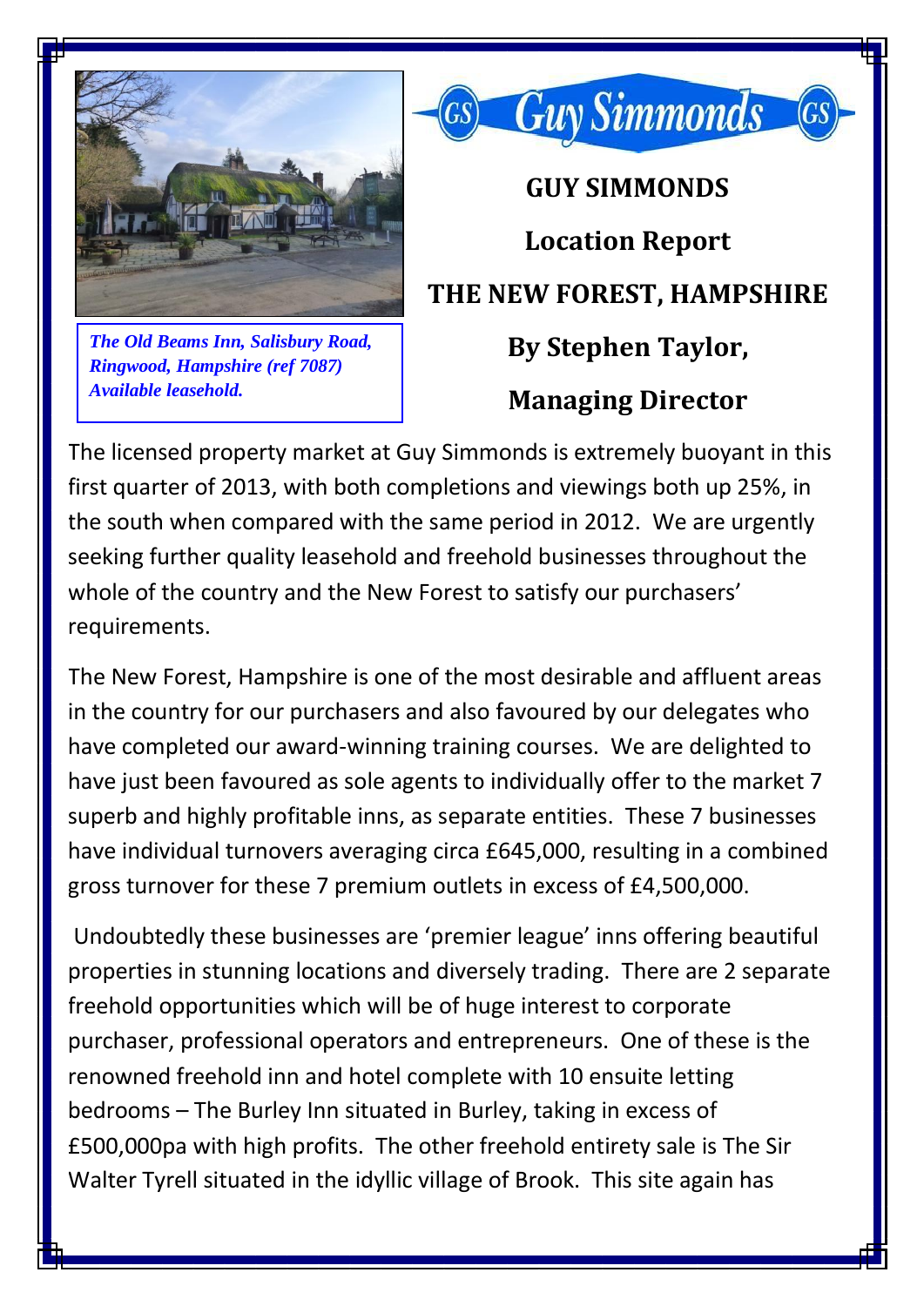*The Old Beams Inn, Salisbury Road, Ringwood, Hampshire (ref 7087) Available leasehold.*

# GUY SIMMONDS

## Location Report

## THE NEW FOREST, HAMPSHIRE

### By Stephen Taylor, Managing Director

The licensed property market at Guy Simmonds is extremely buoyant in this first quarter of 2013, with both completions and viewings both up 25%, in the south when compared with the same period in 2012. We are urgently seeking further quality leasehold and freehold businesses throughout the whole of the country and the New Forest to satisfy our purchasers' requirements.

The New Forest, Hampshire is one of the most desirable and affluent areas in the country for our purchasers and also favoured by our delegates who have completed our award-winning training courses. We are delighted to have just been favoured as sole agents to individually offer to the market 7 superb and highly profitable inns, as separate entities. These 7 businesses have individual turnovers averaging circa £645,000, resulting in a combined gross turnover for these 7 premium outlets in excess of £4,500,000.

Undoubtedly these businesses are 'premier league' inns offering beautiful properties in stunning locations and diversely trading. There are 2 separate freehold opportunities which will be of huge interest to corporate purchaser, professional operators and entrepreneurs. One of these is the renowned freehold inn and hotel complete with 10 ensuite letting bedrooms – The Burley Inn situated in Burley, taking in excess of £500,000pa with high profits. The other freehold entirety sale is The Sir Walter Tyrell situated in the idyllic village of Brook. This site again has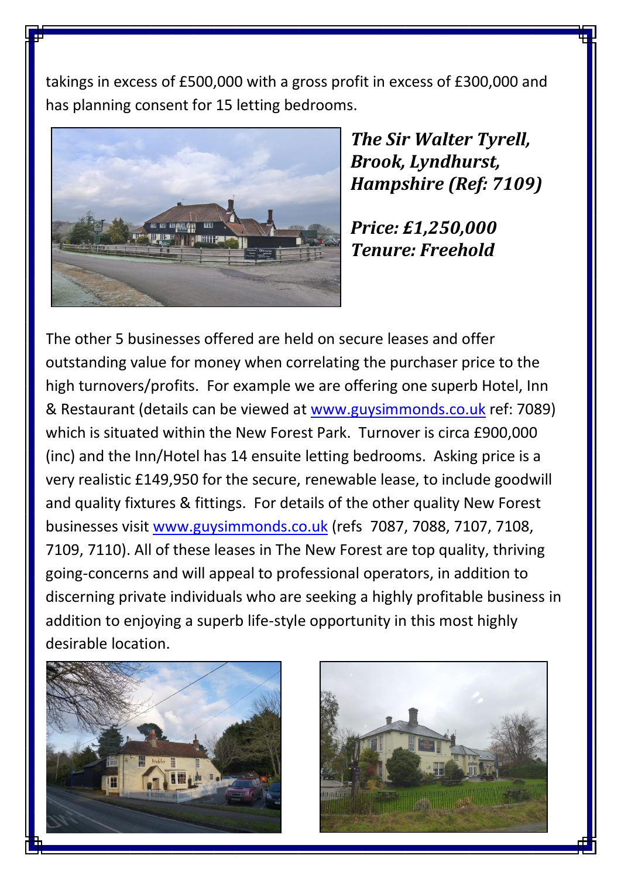takings in excess of £500,000 with a gross profit in excess of £300,000 and has planning consent for 15 letting bedrooms.

***The Sir Walter Tyrell, Brook, Lyndhurst, Hampshire (Ref: 7109)***

***Price: £1,250,000***
***Tenure: Freehold***

The other 5 businesses offered are held on secure leases and offer outstanding value for money when correlating the purchaser price to the high turnovers/profits. For example we are offering one superb Hotel, Inn & Restaurant (details can be viewed at [www.guysimmonds.co.uk](http://www.guysimmonds.co.uk) ref: 7089) which is situated within the New Forest Park. Turnover is circa £900,000 (inc) and the Inn/Hotel has 14 ensuite letting bedrooms. Asking price is a very realistic £149,950 for the secure, renewable lease, to include goodwill and quality fixtures & fittings. For details of the other quality New Forest businesses visit [www.guysimmonds.co.uk](http://www.guysimmonds.co.uk) (refs 7087, 7088, 7107, 7108, 7109, 7110). All of these leases in The New Forest are top quality, thriving going-concerns and will appeal to professional operators, in addition to discerning private individuals who are seeking a highly profitable business in addition to enjoying a superb life-style opportunity in this most highly desirable location.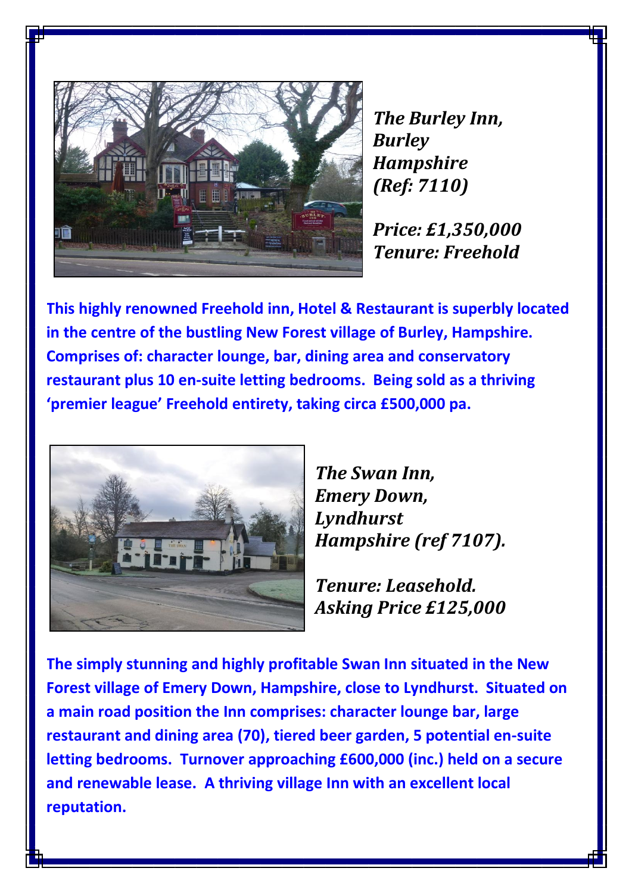***The Burley Inn,***
***Burley***
***Hampshire***
***(Ref: 7110)***

***Price: £1,350,000***
***Tenure: Freehold***

**This highly renowned Freehold inn, Hotel & Restaurant is superbly located in the centre of the bustling New Forest village of Burley, Hampshire. Comprises of: character lounge, bar, dining area and conservatory restaurant plus 10 en-suite letting bedrooms. Being sold as a thriving 'premier league' Freehold entirety, taking circa £500,000 pa.**

***The Swan Inn,***
***Emery Down,***
***Lyndhurst***
***Hampshire (ref 7107).***

***Tenure: Leasehold.***
***Asking Price £125,000***

**The simply stunning and highly profitable Swan Inn situated in the New Forest village of Emery Down, Hampshire, close to Lyndhurst. Situated on a main road position the Inn comprises: character lounge bar, large restaurant and dining area (70), tiered beer garden, 5 potential en-suite letting bedrooms. Turnover approaching £600,000 (inc.) held on a secure and renewable lease. A thriving village Inn with an excellent local reputation.**